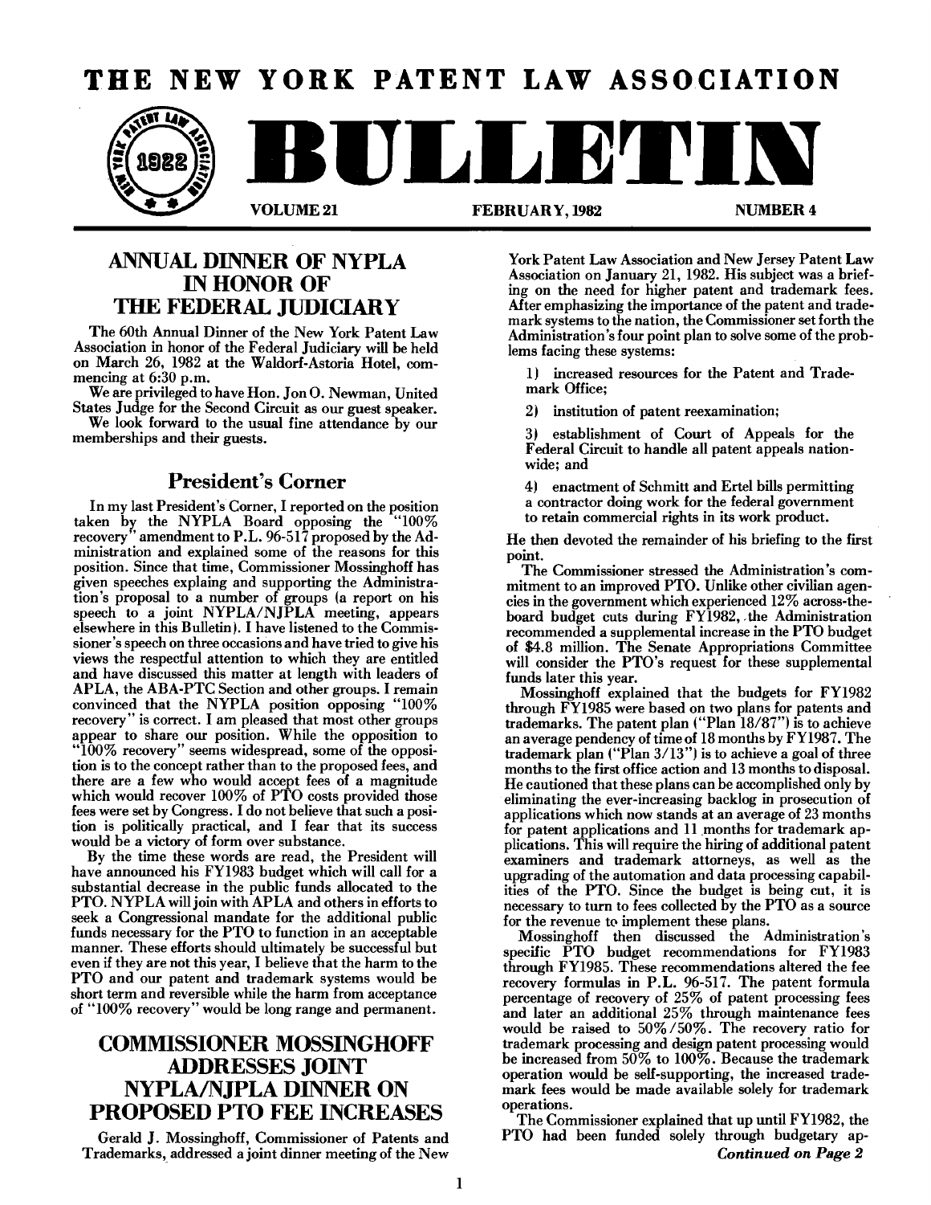# THE NEW YORK PATENT LAW ASSOCIATION

# BULLETIN

VOLUME 21 FEBRUARY, 1982 NUMBER 4

## ANNUAL DINNER OF NYPLA IN HONOR OF THE FEDERAL JUDICIARY

The 60th Annual Dinner of the New York Patent Law Association in honor of the Federal Judiciary will be held on March 26, 1982 at the Waldorf-Astoria Hotel, commencing at 6:30 p.m.

We are privileged to have Hon. Jon O. Newman, United States Judge for the Second Circuit as our guest speaker.

We look forward to the usual fine attendance by our memberships and their guests.

## President's Corner

In my last President's Corner, I reported on the position taken by the NYPLA Board opposing the "100% recovery" amendment to P.L. 96-517 proposed by the Administration and explained some of the reasons for this position. Since that time, Commissioner Mossinghoff has given speeches explaing and supporting the Administration's proposal to a number of groups (a report on his speech to a joint NYPLA/NJPLA meeting, appears elsewhere in this Bulletin). I have listened to the Commissioner's speech on three occasions and have tried to give his views the respectful attention to which they are entitled and have discussed this matter at length with leaders of APLA, the ABA-PTC Section and other groups. I remain convinced that the NYPLA position opposing "100% recovery" is correct. I am pleased that most other groups appear to share our position. While the opposition to "100% recovery" seems widespread, some of the opposition is to the concept rather than to the proposed fees, and there are a few who would accept fees of a magnitude which would recover 100% of PTO costs provided those fees were set by Congress. I do not believe that such a position is politically practical, and I fear that its success would be a victory of form over substance.

By the time these words are read, the President will have announced his FY1983 budget which will call for a substantial decrease in the public funds allocated to the PTO. NYPLA will join with APLA and others in efforts to seek a Congressional mandate for the additional public funds necessary for the PTO to function in an acceptable manner. These efforts should ultimately be successful but even if they are not this year, I believe that the harm to the PTO and our patent and trademark systems would be short term and reversible while the harm from acceptance of "100% recovery" would be long range and permanent.

## COMMISSIONER MOSSINGHOFF ADDRESSES JOINT NYPLA/NJPLA DINNER ON PROPOSED PTO FEE INCREASES

Gerald J. Mossinghoff, Commissioner of Patents and Trademarks, addressed a joint dinner meeting of the New York Patent Law Association and New Jersey Patent Law Association on January 21, 1982. His subject was a briefing on the need for higher patent and trademark fees. After emphasizing the importance of the patent and trademark systems to the nation, the Commissioner set forth the Administration's four point plan to solve some of the problems facing these systems:

1) increased resources for the Patent and Trademark Office;

2) institution of patent reexamination;

3) establishment of Court of Appeals for the Federal Circuit to handle all patent appeals nationwide; and

4) enactment of Schmitt and Ertel bills permitting a contractor doing work for the federal government to retain commercial rights in its work product.

He then devoted the remainder of his briefing to the first point.

The Commissioner stressed the Administration's commitment to an improved PTO. Unlike other civilian agencies in the government which experienced 12% across-the-board budget cuts during FY1982, the Administration recommended a supplemental increase in the PTO budget of $4.8 million. The Senate Appropriations Committee will consider the PTO's request for these supplemental funds later this year.

Mossinghoff explained that the budgets for FY1982 through FY1985 were based on two plans for patents and trademarks. The patent plan ("Plan 18/87") is to achieve an average pendency of time of 18 months by FY1987. The trademark plan ("Plan 3/13") is to achieve a goal of three months to the first office action and 13 months to disposal. He cautioned that these plans can be accomplished only by eliminating the ever-increasing backlog in prosecution of applications which now stands at an average of 23 months for patent applications and 11 months for trademark applications. This will require the hiring of additional patent examiners and trademark attorneys, as well as the upgrading of the automation and data processing capabilities of the PTO. Since the budget is being cut, it is necessary to turn to fees collected by the PTO as a source for the revenue to implement these plans.

Mossinghoff then discussed the Administration's specific PTO budget recommendations for FY1983 through FY1985. These recommendations altered the fee recovery formulas in P.L. 96-517. The patent formula percentage of recovery of 25% of patent processing fees and later an additional 25% through maintenance fees would be raised to 50%/50%. The recovery ratio for trademark processing and design patent processing would be increased from 50% to 100%. Because the trademark operation would be self-supporting, the increased trademark fees would be made available solely for trademark operations.

The Commissioner explained that up until FY1982, the PTO had been funded solely through budgetary ap-

*Continued on Page 2*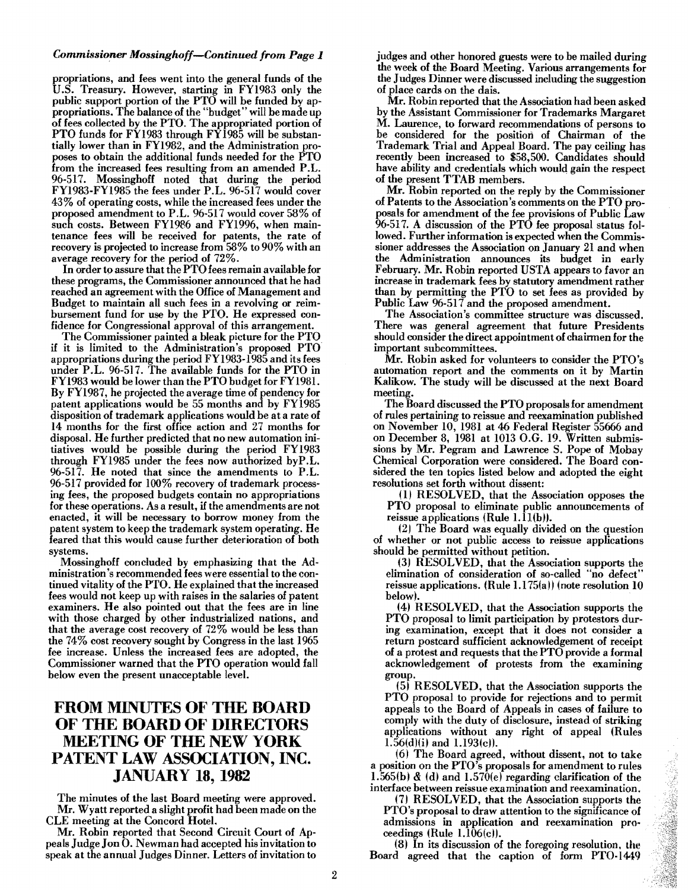*Commissioner Mossinghoff—Continued from Page 1*

propriations, and fees went into the general funds of the U.S. Treasury. However, starting in FY1983 only the public support portion of the PTO will be funded by appropriations. The balance of the "budget" will be made up of fees collected by the PTO. The appropriated portion of PTO funds for FY1983 through FY1985 will be substantially lower than in FY1982, and the Administration proposes to obtain the additional funds needed for the PTO from the increased fees resulting from an amended P.L. 96-517. Mossinghoff noted that during the period FY1983-FY1985 the fees under P.L. 96-517 would cover 43% of operating costs, while the increased fees under the proposed amendment to P.L. 96-517 would cover 58% of such costs. Between FY1986 and FY1996, when maintenance fees will be received for patents, the rate of recovery is projected to increase from 58% to 90% with an average recovery for the period of 72%.

In order to assure that the PTO fees remain available for these programs, the Commissioner announced that he had reached an agreement with the Office of Management and Budget to maintain all such fees in a revolving or reimbursement fund for use by the PTO. He expressed confidence for Congressional approval of this arrangement.

The Commissioner painted a bleak picture for the PTO if it is limited to the Administration's proposed PTO appropriations during the period FY1983-1985 and its fees under P.L. 96-517. The available funds for the PTO in FY1983 would be lower than the PTO budget for FY1981. By FY1987, he projected the average time of pendency for patent applications would be 55 months and by FY1985 disposition of trademark applications would be at a rate of 14 months for the first office action and 27 months for disposal. He further predicted that no new automation initiatives would be possible during the period FY1983 through FY1985 under the fees now authorized byP.L. 96-517. He noted that since the amendments to P.L. 96-517 provided for 100% recovery of trademark processing fees, the proposed budgets contain no appropriations for these operations. As a result, if the amendments are not enacted, it will be necessary to borrow money from the patent system to keep the trademark system operating. He feared that this would cause further deterioration of both systems.

Mossinghoff concluded by emphasizing that the Administration's recommended fees were essential to the continued vitality of the PTO. He explained that the increased fees would not keep up with raises in the salaries of patent examiners. He also pointed out that the fees are in line with those charged by other industrialized nations, and that the average cost recovery of 72% would be less than the 74% cost recovery sought by Congress in the last 1965 fee increase. Unless the increased fees are adopted, the Commissioner warned that the PTO operation would fall below even the present unacceptable level.

## FROM MINUTES OF THE BOARD OF THE BOARD OF DIRECTORS MEETING OF THE NEW YORK PATENT LAW ASSOCIATION, INC. JANUARY 18, 1982

The minutes of the last Board meeting were approved.

Mr. Wyatt reported a slight profit had been made on the CLE meeting at the Concord Hotel.

Mr. Robin reported that Second Circuit Court of Appeals Judge Jon O. Newman had accepted his invitation to speak at the annual Judges Dinner. Letters of invitation to judges and other honored guests were to be mailed during the week of the Board Meeting. Various arrangements for the Judges Dinner were discussed including the suggestion of place cards on the dais.

Mr. Robin reported that the Association had been asked by the Assistant Commissioner for Trademarks Margaret M. Laurence, to forward recommendations of persons to be considered for the position of Chairman of the Trademark Trial and Appeal Board. The pay ceiling has recently been increased to $58,500. Candidates should have ability and credentials which would gain the respect of the present TTAB members.

Mr. Robin reported on the reply by the Commissioner of Patents to the Association's comments on the PTO proposals for amendment of the fee provisions of Public Law 96-517. A discussion of the PTO fee proposal status followed. Further information is expected when the Commissioner addresses the Association on January 21 and when the Administration announces its budget in early February. Mr. Robin reported USTA appears to favor an increase in trademark fees by statutory amendment rather than by permitting the PTO to set fees as provided by Public Law 96-517 and the proposed amendment.

The Association's committee structure was discussed. There was general agreement that future Presidents should consider the direct appointment of chairmen for the important subcommittees.

Mr. Robin asked for volunteers to consider the PTO's automation report and the comments on it by Martin Kalikow. The study will be discussed at the next Board meeting.

The Board discussed the PTO proposals for amendment of rules pertaining to reissue and reexamination published on November 10, 1981 at 46 Federal Register 55666 and on December 8, 1981 at 1013 O.G. 19. Written submissions by Mr. Pegram and Lawrence S. Pope of Mobay Chemical Corporation were considered. The Board considered the ten topics listed below and adopted the eight resolutions set forth without dissent:

(1) RESOLVED, that the Association opposes the PTO proposal to eliminate public announcements of reissue applications (Rule 1.11(b)).

(2) The Board was equally divided on the question of whether or not public access to reissue applications should be permitted without petition.

(3) RESOLVED, that the Association supports the elimination of consideration of so-called "no defect" reissue applications. (Rule 1.175(a)) (note resolution 10 below).

(4) RESOLVED, that the Association supports the PTO proposal to limit participation by protestors during examination, except that it does not consider a return postcard sufficient acknowledgement of receipt of a protest and requests that the PTO provide a formal acknowledgement of protests from the examining group.

(5) RESOLVED, that the Association supports the PTO proposal to provide for rejections and to permit appeals to the Board of Appeals in cases of failure to comply with the duty of disclosure, instead of striking applications without any right of appeal (Rules 1.56(d)(i) and 1.193(c)).

(6) The Board agreed, without dissent, not to take a position on the PTO's proposals for amendment to rules 1.565(b) & (d) and 1.570(e) regarding clarification of the interface between reissue examination and reexamination.

(7) RESOLVED, that the Association supports the PTO's proposal to draw attention to the significance of admissions in application and reexamination proceedings (Rule 1.106(c)).

(8) In its discussion of the foregoing resolution, the Board agreed that the caption of form PTO-1449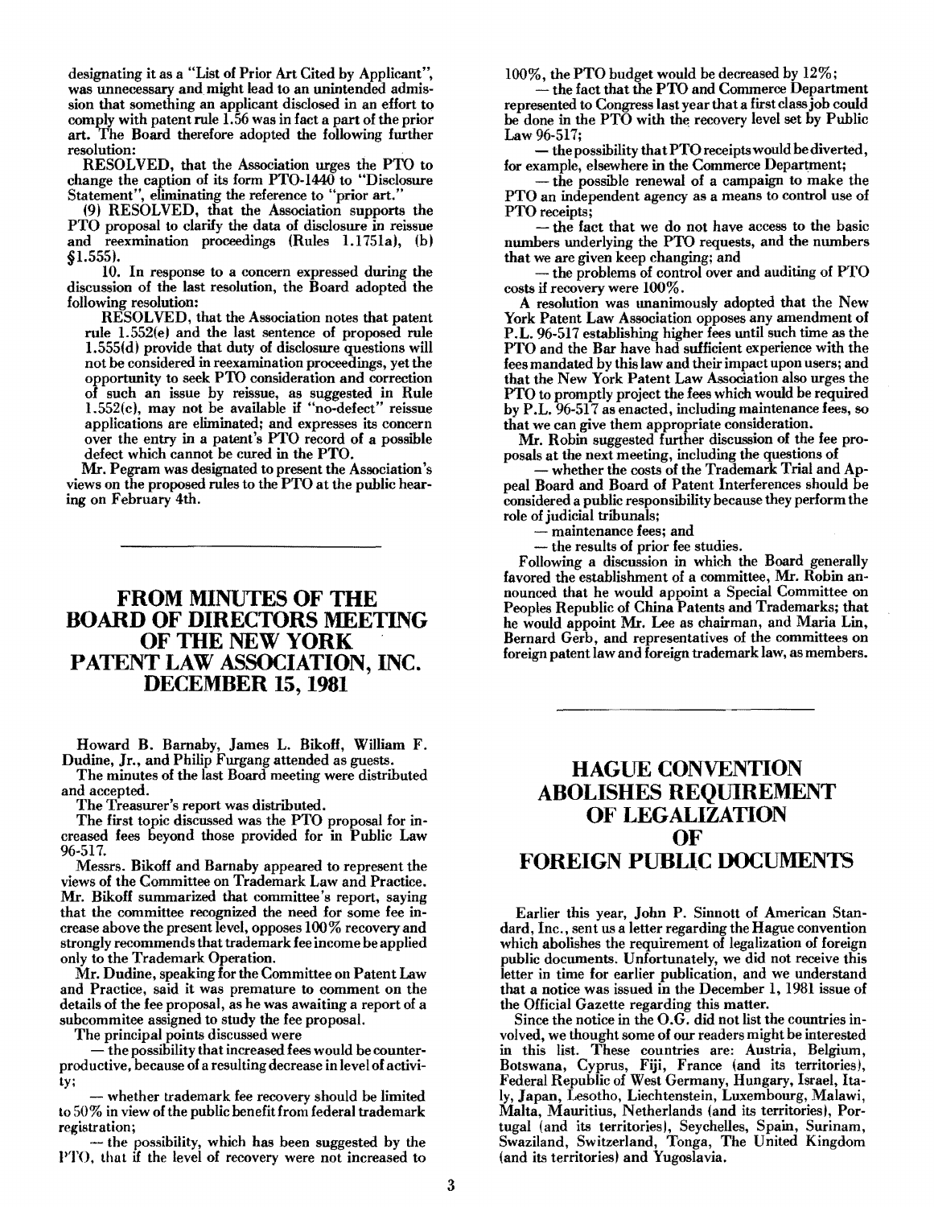designating it as a "List of Prior Art Cited by Applicant", was unnecessary and might lead to an unintended admission that something an applicant disclosed in an effort to comply with patent rule 1.56 was in fact a part of the prior art. The Board therefore adopted the following further resolution:

RESOLVED, that the Association urges the PTO to change the caption of its form PTO-1440 to "Disclosure Statement", eliminating the reference to "prior art."

(9) RESOLVED, that the Association supports the PTO proposal to clarify the data of disclosure in reissue and reexmination proceedings (Rules 1.1751a), (b) §1.555).

10. In response to a concern expressed during the discussion of the last resolution, the Board adopted the following resolution:

RESOLVED, that the Association notes that patent rule 1.552(e) and the last sentence of proposed rule 1.555(d) provide that duty of disclosure questions will not be considered in reexamination proceedings, yet the opportunity to seek PTO consideration and correction of such an issue by reissue, as suggested in Rule 1.552(c), may not be available if "no-defect" reissue applications are eliminated; and expresses its concern over the entry in a patent's PTO record of a possible defect which cannot be cured in the PTO.

Mr. Pegram was designated to present the Association's views on the proposed rules to the PTO at the public hearing on February 4th.

## FROM MINUTES OF THE BOARD OF DIRECTORS MEETING OF THE NEW YORK PATENT LAW ASSOCIATION, INC. DECEMBER 15, 1981

Howard B. Barnaby, James L. Bikoff, William F. Dudine, Jr., and Philip Furgang attended as guests.

The minutes of the last Board meeting were distributed and accepted.

The Treasurer's report was distributed.

The first topic discussed was the PTO proposal for increased fees beyond those provided for in Public Law 96-517.

Messrs. Bikoff and Barnaby appeared to represent the views of the Committee on Trademark Law and Practice. Mr. Bikoff summarized that committee's report, saying that the committee recognized the need for some fee increase above the present level, opposes 100% recovery and strongly recommends that trademark fee income be applied only to the Trademark Operation.

Mr. Dudine, speaking for the Committee on Patent Law and Practice, said it was premature to comment on the details of the fee proposal, as he was awaiting a report of a subcommitee assigned to study the fee proposal.

The principal points discussed were

— the possibility that increased fees would be counterproductive, because of a resulting decrease in level of activity;

— whether trademark fee recovery should be limited to 50% in view of the public benefit from federal trademark registration;

— the possibility, which has been suggested by the PTO, that if the level of recovery were not increased to 100%, the PTO budget would be decreased by 12%;

— the fact that the PTO and Commerce Department represented to Congress last year that a first class job could be done in the PTO with the recovery level set by Public Law 96-517;

— the possibility that PTO receipts would be diverted, for example, elsewhere in the Commerce Department;

— the possible renewal of a campaign to make the PTO an independent agency as a means to control use of PTO receipts;

— the fact that we do not have access to the basic numbers underlying the PTO requests, and the numbers that we are given keep changing; and

— the problems of control over and auditing of PTO costs if recovery were 100%.

A resolution was unanimously adopted that the New York Patent Law Association opposes any amendment of P.L. 96-517 establishing higher fees until such time as the PTO and the Bar have had sufficient experience with the fees mandated by this law and their impact upon users; and that the New York Patent Law Association also urges the PTO to promptly project the fees which would be required by P.L. 96-517 as enacted, including maintenance fees, so that we can give them appropriate consideration.

Mr. Robin suggested further discussion of the fee proposals at the next meeting, including the questions of

— whether the costs of the Trademark Trial and Appeal Board and Board of Patent Interferences should be considered a public responsibility because they perform the role of judicial tribunals;

— maintenance fees; and

— the results of prior fee studies.

Following a discussion in which the Board generally favored the establishment of a committee, Mr. Robin announced that he would appoint a Special Committee on Peoples Republic of China Patents and Trademarks; that he would appoint Mr. Lee as chairman, and Maria Lin, Bernard Gerb, and representatives of the committees on foreign patent law and foreign trademark law, as members.

## HAGUE CONVENTION ABOLISHES REQUIREMENT OF LEGALIZATION OF FOREIGN PUBLIC DOCUMENTS

Earlier this year, John P. Sinnott of American Standard, Inc., sent us a letter regarding the Hague convention which abolishes the requirement of legalization of foreign public documents. Unfortunately, we did not receive this letter in time for earlier publication, and we understand that a notice was issued in the December 1, 1981 issue of the Official Gazette regarding this matter.

Since the notice in the O.G. did not list the countries involved, we thought some of our readers might be interested in this list. These countries are: Austria, Belgium, Botswana, Cyprus, Fiji, France (and its territories), Federal Republic of West Germany, Hungary, Israel, Italy, Japan, Lesotho, Liechtenstein, Luxembourg, Malawi, Malta, Mauritius, Netherlands (and its territories), Portugal (and its territories), Seychelles, Spain, Surinam, Swaziland, Switzerland, Tonga, The United Kingdom (and its territories) and Yugoslavia.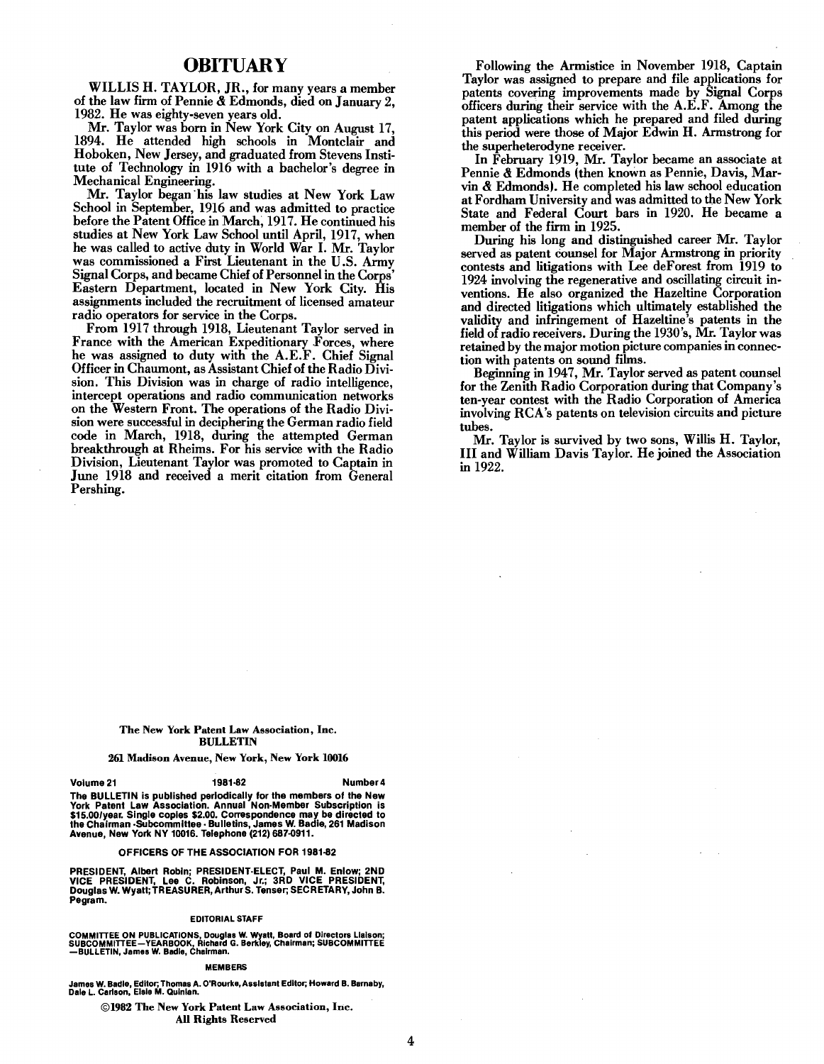# OBITUARY

WILLIS H. TAYLOR, JR., for many years a member of the law firm of Pennie & Edmonds, died on January 2, 1982. He was eighty-seven years old.

Mr. Taylor was born in New York City on August 17, 1894. He attended high schools in Montclair and Hoboken, New Jersey, and graduated from Stevens Institute of Technology in 1916 with a bachelor's degree in Mechanical Engineering.

Mr. Taylor began his law studies at New York Law School in September, 1916 and was admitted to practice before the Patent Office in March, 1917. He continued his studies at New York Law School until April, 1917, when he was called to active duty in World War I. Mr. Taylor was commissioned a First Lieutenant in the U.S. Army Signal Corps, and became Chief of Personnel in the Corps' Eastern Department, located in New York City. His assignments included the recruitment of licensed amateur radio operators for service in the Corps.

From 1917 through 1918, Lieutenant Taylor served in France with the American Expeditionary Forces, where he was assigned to duty with the A.E.F. Chief Signal Officer in Chaumont, as Assistant Chief of the Radio Division. This Division was in charge of radio intelligence, intercept operations and radio communication networks on the Western Front. The operations of the Radio Division were successful in deciphering the German radio field code in March, 1918, during the attempted German breakthrough at Rheims. For his service with the Radio Division, Lieutenant Taylor was promoted to Captain in June 1918 and received a merit citation from General Pershing.

Following the Armistice in November 1918, Captain Taylor was assigned to prepare and file applications for patents covering improvements made by Signal Corps officers during their service with the A.E.F. Among the patent applications which he prepared and filed during this period were those of Major Edwin H. Armstrong for the superheterodyne receiver.

In February 1919, Mr. Taylor became an associate at Pennie & Edmonds (then known as Pennie, Davis, Marvin & Edmonds). He completed his law school education at Fordham University and was admitted to the New York State and Federal Court bars in 1920. He became a member of the firm in 1925.

During his long and distinguished career Mr. Taylor served as patent counsel for Major Armstrong in priority contests and litigations with Lee deForest from 1919 to 1924 involving the regenerative and oscillating circuit inventions. He also organized the Hazeltine Corporation and directed litigations which ultimately established the validity and infringement of Hazeltine's patents in the field of radio receivers. During the 1930's, Mr. Taylor was retained by the major motion picture companies in connection with patents on sound films.

Beginning in 1947, Mr. Taylor served as patent counsel for the Zenith Radio Corporation during that Company's ten-year contest with the Radio Corporation of America involving RCA's patents on television circuits and picture tubes.

Mr. Taylor is survived by two sons, Willis H. Taylor, III and William Davis Taylor. He joined the Association in 1922.

**The New York Patent Law Association, Inc.**
**BULLETIN**

**261 Madison Avenue, New York, New York 10016**

**Volume 21 — 1981-82 — Number 4**

**The BULLETIN is published periodically for the members of the New York Patent Law Association. Annual Non-Member Subscription is $15.00/year. Single copies $2.00. Correspondence may be directed to the Chairman-Subcommittee-Bulletins, James W. Badie, 261 Madison Avenue, New York NY 10016. Telephone (212) 687-0911.**

**OFFICERS OF THE ASSOCIATION FOR 1981-82**

**PRESIDENT, Albert Robin; PRESIDENT-ELECT, Paul M. Enlow; 2ND VICE PRESIDENT, Lee C. Robinson, Jr.; 3RD VICE PRESIDENT, Douglas W. Wyatt; TREASURER, Arthur S. Tenser; SECRETARY, John B. Pegram.**

**EDITORIAL STAFF**

**COMMITTEE ON PUBLICATIONS, Douglas W. Wyatt, Board of Directors Liaison; SUBCOMMITTEE—YEARBOOK, Richard G. Berkley, Chairman; SUBCOMMITTEE—BULLETIN, James W. Badie, Chairman.**

**MEMBERS**

**James W. Badie, Editor; Thomas A. O'Rourke, Assistant Editor; Howard B. Barnaby, Dale L. Carlson, Elsie M. Quinlan.**

**©1982 The New York Patent Law Association, Inc.**
**All Rights Reserved**